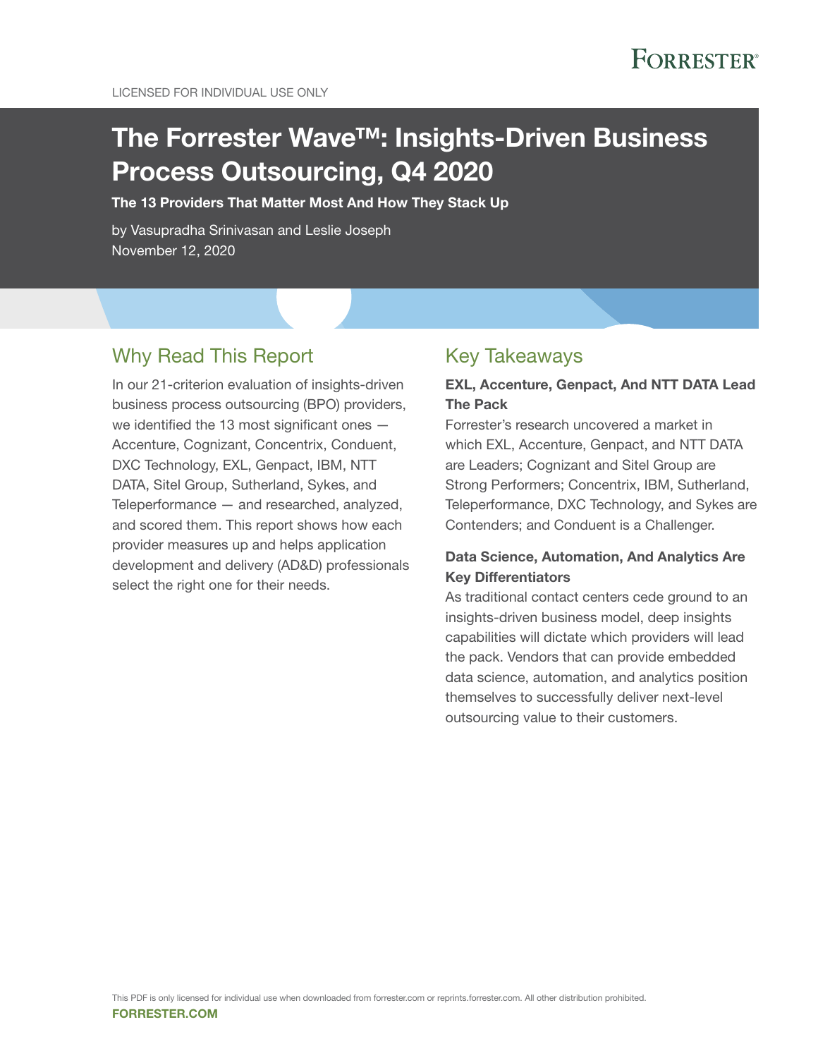LICENSED FOR INDIVIDUAL USE ONLY

# The Forrester Wave™: Insights-Driven Business Process Outsourcing, Q4 2020

**The 13 Providers That Matter Most And How They Stack Up**

by Vasupradha Srinivasan and Leslie Joseph
November 12, 2020

## Why Read This Report

In our 21-criterion evaluation of insights-driven business process outsourcing (BPO) providers, we identified the 13 most significant ones — Accenture, Cognizant, Concentrix, Conduent, DXC Technology, EXL, Genpact, IBM, NTT DATA, Sitel Group, Sutherland, Sykes, and Teleperformance — and researched, analyzed, and scored them. This report shows how each provider measures up and helps application development and delivery (AD&D) professionals select the right one for their needs.

## Key Takeaways

**EXL, Accenture, Genpact, And NTT DATA Lead The Pack**

Forrester's research uncovered a market in which EXL, Accenture, Genpact, and NTT DATA are Leaders; Cognizant and Sitel Group are Strong Performers; Concentrix, IBM, Sutherland, Teleperformance, DXC Technology, and Sykes are Contenders; and Conduent is a Challenger.

**Data Science, Automation, And Analytics Are Key Differentiators**

As traditional contact centers cede ground to an insights-driven business model, deep insights capabilities will dictate which providers will lead the pack. Vendors that can provide embedded data science, automation, and analytics position themselves to successfully deliver next-level outsourcing value to their customers.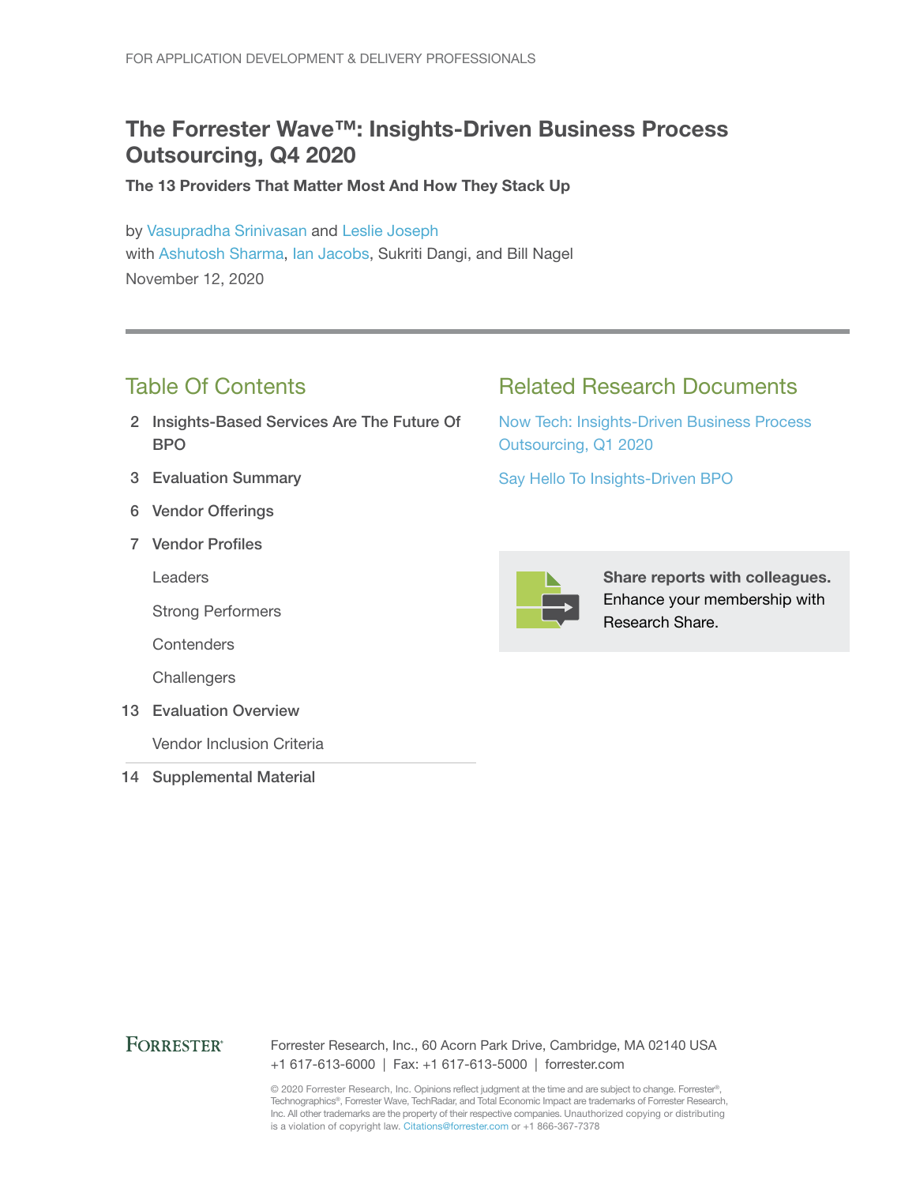FOR APPLICATION DEVELOPMENT & DELIVERY PROFESSIONALS

# The Forrester Wave™: Insights-Driven Business Process Outsourcing, Q4 2020

**The 13 Providers That Matter Most And How They Stack Up**

by Vasupradha Srinivasan and Leslie Joseph
with Ashutosh Sharma, Ian Jacobs, Sukriti Dangi, and Bill Nagel
November 12, 2020

## Table Of Contents

2 Insights-Based Services Are The Future Of BPO

3 Evaluation Summary

6 Vendor Offerings

7 Vendor Profiles

- Leaders
- Strong Performers
- Contenders
- Challengers

13 Evaluation Overview

- Vendor Inclusion Criteria

14 Supplemental Material

## Related Research Documents

Now Tech: Insights-Driven Business Process Outsourcing, Q1 2020

Say Hello To Insights-Driven BPO

**Share reports with colleagues.** Enhance your membership with Research Share.

FORRESTER®

Forrester Research, Inc., 60 Acorn Park Drive, Cambridge, MA 02140 USA
+1 617-613-6000 | Fax: +1 617-613-5000 | forrester.com

© 2020 Forrester Research, Inc. Opinions reflect judgment at the time and are subject to change. Forrester®, Technographics®, Forrester Wave, TechRadar, and Total Economic Impact are trademarks of Forrester Research, Inc. All other trademarks are the property of their respective companies. Unauthorized copying or distributing is a violation of copyright law. Citations@forrester.com or +1 866-367-7378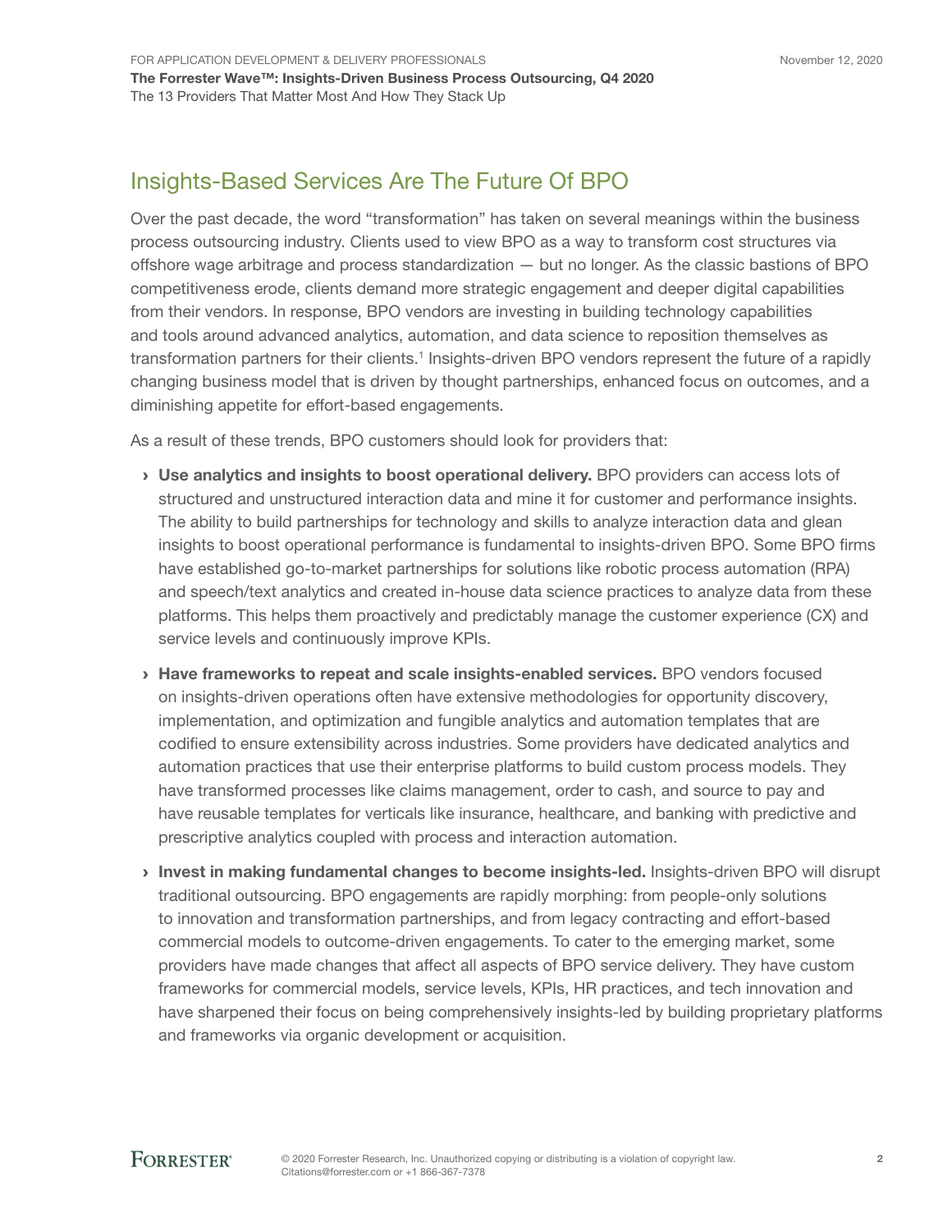## Insights-Based Services Are The Future Of BPO

Over the past decade, the word "transformation" has taken on several meanings within the business process outsourcing industry. Clients used to view BPO as a way to transform cost structures via offshore wage arbitrage and process standardization — but no longer. As the classic bastions of BPO competitiveness erode, clients demand more strategic engagement and deeper digital capabilities from their vendors. In response, BPO vendors are investing in building technology capabilities and tools around advanced analytics, automation, and data science to reposition themselves as transformation partners for their clients.[1] Insights-driven BPO vendors represent the future of a rapidly changing business model that is driven by thought partnerships, enhanced focus on outcomes, and a diminishing appetite for effort-based engagements.

As a result of these trends, BPO customers should look for providers that:

- **Use analytics and insights to boost operational delivery.** BPO providers can access lots of structured and unstructured interaction data and mine it for customer and performance insights. The ability to build partnerships for technology and skills to analyze interaction data and glean insights to boost operational performance is fundamental to insights-driven BPO. Some BPO firms have established go-to-market partnerships for solutions like robotic process automation (RPA) and speech/text analytics and created in-house data science practices to analyze data from these platforms. This helps them proactively and predictably manage the customer experience (CX) and service levels and continuously improve KPIs.
- **Have frameworks to repeat and scale insights-enabled services.** BPO vendors focused on insights-driven operations often have extensive methodologies for opportunity discovery, implementation, and optimization and fungible analytics and automation templates that are codified to ensure extensibility across industries. Some providers have dedicated analytics and automation practices that use their enterprise platforms to build custom process models. They have transformed processes like claims management, order to cash, and source to pay and have reusable templates for verticals like insurance, healthcare, and banking with predictive and prescriptive analytics coupled with process and interaction automation.
- **Invest in making fundamental changes to become insights-led.** Insights-driven BPO will disrupt traditional outsourcing. BPO engagements are rapidly morphing: from people-only solutions to innovation and transformation partnerships, and from legacy contracting and effort-based commercial models to outcome-driven engagements. To cater to the emerging market, some providers have made changes that affect all aspects of BPO service delivery. They have custom frameworks for commercial models, service levels, KPIs, HR practices, and tech innovation and have sharpened their focus on being comprehensively insights-led by building proprietary platforms and frameworks via organic development or acquisition.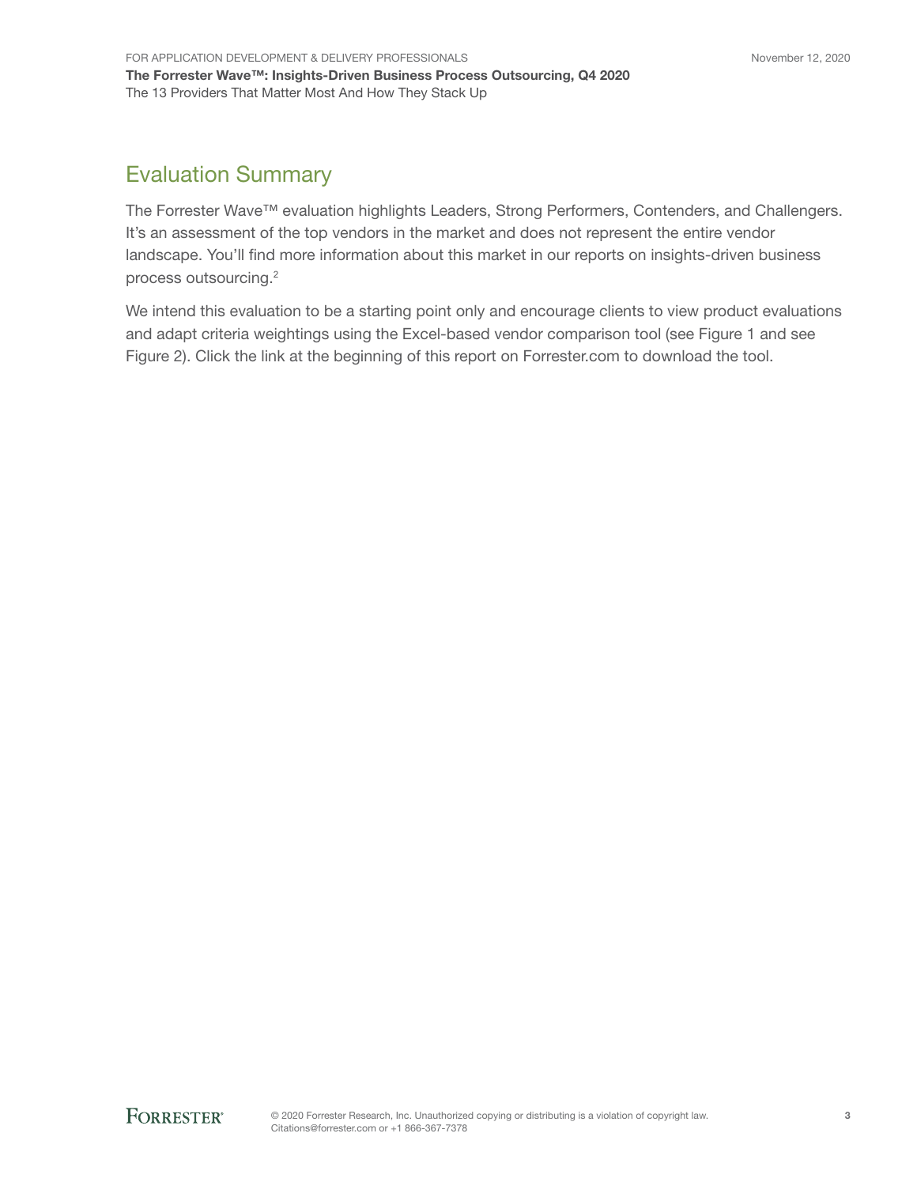## Evaluation Summary

The Forrester Wave™ evaluation highlights Leaders, Strong Performers, Contenders, and Challengers. It's an assessment of the top vendors in the market and does not represent the entire vendor landscape. You'll find more information about this market in our reports on insights-driven business process outsourcing.[2]

We intend this evaluation to be a starting point only and encourage clients to view product evaluations and adapt criteria weightings using the Excel-based vendor comparison tool (see Figure 1 and see Figure 2). Click the link at the beginning of this report on Forrester.com to download the tool.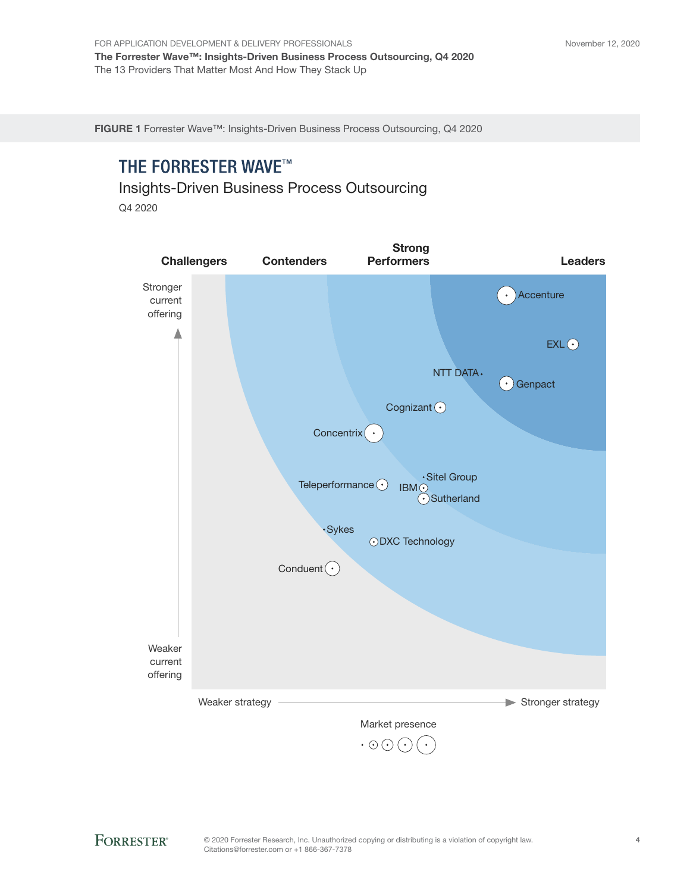**FIGURE 1** Forrester Wave™: Insights-Driven Business Process Outsourcing, Q4 2020

## THE FORRESTER WAVE™

Insights-Driven Business Process Outsourcing

Q4 2020

Challengers | Contenders | Strong Performers | Leaders

Stronger current offering

Weaker current offering

Accenture

EXL

NTT DATA

Genpact

Cognizant

Concentrix

Sitel Group

Teleperformance

IBM

Sutherland

Sykes

DXC Technology

Conduent

Weaker strategy → Stronger strategy

Market presence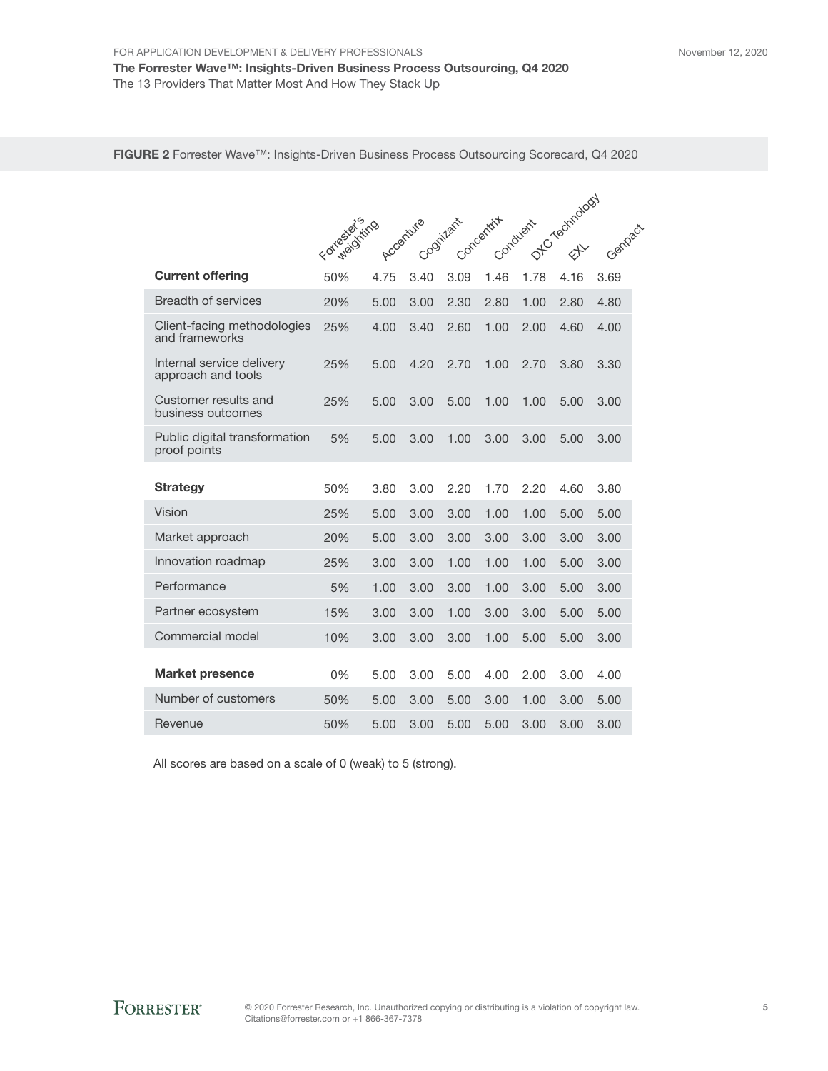**FIGURE 2** Forrester Wave™: Insights-Driven Business Process Outsourcing Scorecard, Q4 2020

| | Forrester's weighting | Accenture | Cognizant | Concentrix | Conduent | DXC Technology | EXL | Genpact |
|---|---|---|---|---|---|---|---|---|
| **Current offering** | 50% | 4.75 | 3.40 | 3.09 | 1.46 | 1.78 | 4.16 | 3.69 |
| Breadth of services | 20% | 5.00 | 3.00 | 2.30 | 2.80 | 1.00 | 2.80 | 4.80 |
| Client-facing methodologies and frameworks | 25% | 4.00 | 3.40 | 2.60 | 1.00 | 2.00 | 4.60 | 4.00 |
| Internal service delivery approach and tools | 25% | 5.00 | 4.20 | 2.70 | 1.00 | 2.70 | 3.80 | 3.30 |
| Customer results and business outcomes | 25% | 5.00 | 3.00 | 5.00 | 1.00 | 1.00 | 5.00 | 3.00 |
| Public digital transformation proof points | 5% | 5.00 | 3.00 | 1.00 | 3.00 | 3.00 | 5.00 | 3.00 |
| **Strategy** | 50% | 3.80 | 3.00 | 2.20 | 1.70 | 2.20 | 4.60 | 3.80 |
| Vision | 25% | 5.00 | 3.00 | 3.00 | 1.00 | 1.00 | 5.00 | 5.00 |
| Market approach | 20% | 5.00 | 3.00 | 3.00 | 3.00 | 3.00 | 3.00 | 3.00 |
| Innovation roadmap | 25% | 3.00 | 3.00 | 1.00 | 1.00 | 1.00 | 5.00 | 3.00 |
| Performance | 5% | 1.00 | 3.00 | 3.00 | 1.00 | 3.00 | 5.00 | 3.00 |
| Partner ecosystem | 15% | 3.00 | 3.00 | 1.00 | 3.00 | 3.00 | 5.00 | 5.00 |
| Commercial model | 10% | 3.00 | 3.00 | 3.00 | 1.00 | 5.00 | 5.00 | 3.00 |
| **Market presence** | 0% | 5.00 | 3.00 | 5.00 | 4.00 | 2.00 | 3.00 | 4.00 |
| Number of customers | 50% | 5.00 | 3.00 | 5.00 | 3.00 | 1.00 | 3.00 | 5.00 |
| Revenue | 50% | 5.00 | 3.00 | 5.00 | 5.00 | 3.00 | 3.00 | 3.00 |

All scores are based on a scale of 0 (weak) to 5 (strong).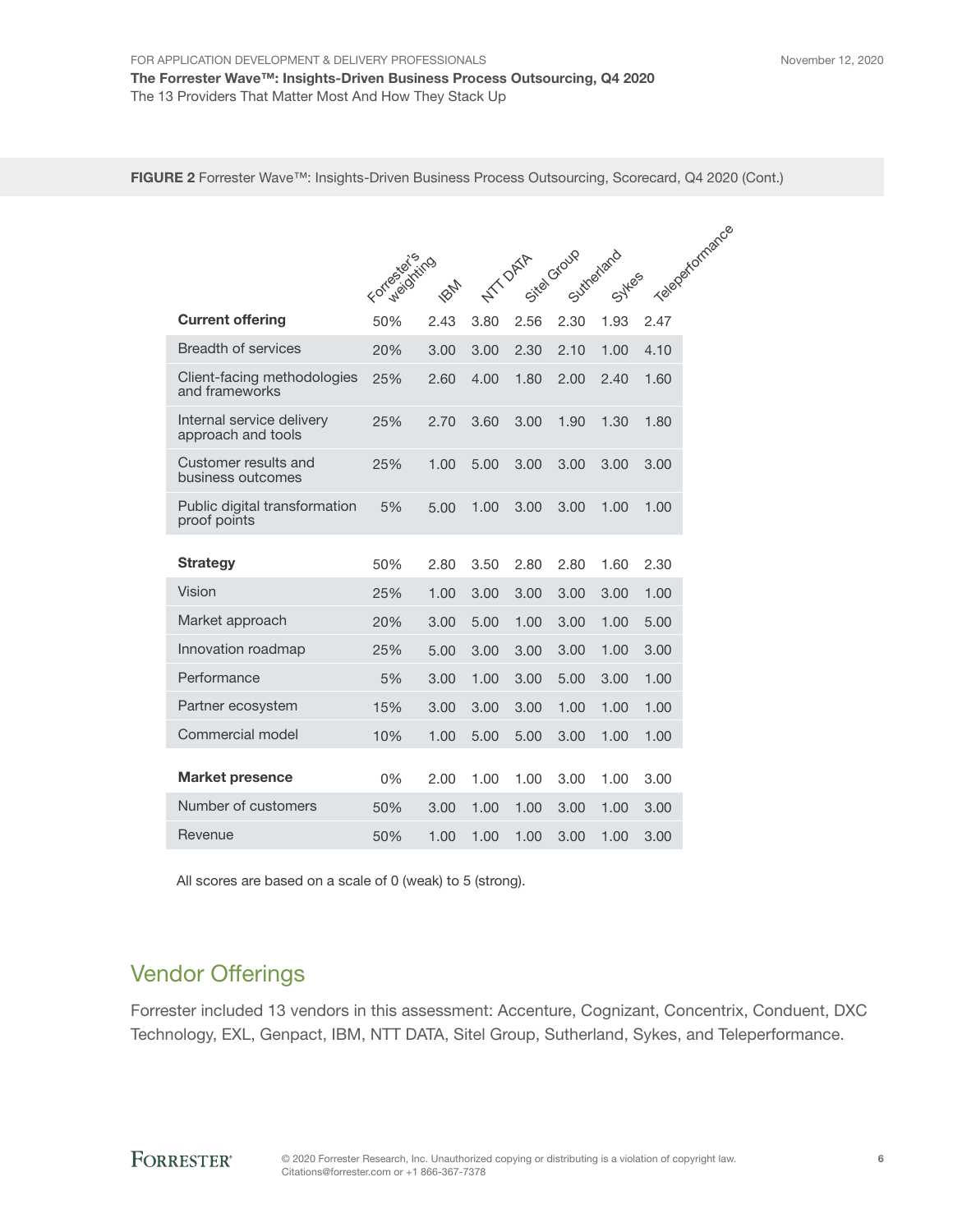**FIGURE 2** Forrester Wave™: Insights-Driven Business Process Outsourcing, Scorecard, Q4 2020 (Cont.)

| | Forrester's weighting | IBM | NTT DATA | Sitel Group | Sutherland | Sykes | Teleperformance |
|---|---|---|---|---|---|---|---|
| **Current offering** | 50% | 2.43 | 3.80 | 2.56 | 2.30 | 1.93 | 2.47 |
| Breadth of services | 20% | 3.00 | 3.00 | 2.30 | 2.10 | 1.00 | 4.10 |
| Client-facing methodologies and frameworks | 25% | 2.60 | 4.00 | 1.80 | 2.00 | 2.40 | 1.60 |
| Internal service delivery approach and tools | 25% | 2.70 | 3.60 | 3.00 | 1.90 | 1.30 | 1.80 |
| Customer results and business outcomes | 25% | 1.00 | 5.00 | 3.00 | 3.00 | 3.00 | 3.00 |
| Public digital transformation proof points | 5% | 5.00 | 1.00 | 3.00 | 3.00 | 1.00 | 1.00 |
| **Strategy** | 50% | 2.80 | 3.50 | 2.80 | 2.80 | 1.60 | 2.30 |
| Vision | 25% | 1.00 | 3.00 | 3.00 | 3.00 | 3.00 | 1.00 |
| Market approach | 20% | 3.00 | 5.00 | 1.00 | 3.00 | 1.00 | 5.00 |
| Innovation roadmap | 25% | 5.00 | 3.00 | 3.00 | 3.00 | 1.00 | 3.00 |
| Performance | 5% | 3.00 | 1.00 | 3.00 | 5.00 | 3.00 | 1.00 |
| Partner ecosystem | 15% | 3.00 | 3.00 | 3.00 | 1.00 | 1.00 | 1.00 |
| Commercial model | 10% | 1.00 | 5.00 | 5.00 | 3.00 | 1.00 | 1.00 |
| **Market presence** | 0% | 2.00 | 1.00 | 1.00 | 3.00 | 1.00 | 3.00 |
| Number of customers | 50% | 3.00 | 1.00 | 1.00 | 3.00 | 1.00 | 3.00 |
| Revenue | 50% | 1.00 | 1.00 | 1.00 | 3.00 | 1.00 | 3.00 |

All scores are based on a scale of 0 (weak) to 5 (strong).

## Vendor Offerings

Forrester included 13 vendors in this assessment: Accenture, Cognizant, Concentrix, Conduent, DXC Technology, EXL, Genpact, IBM, NTT DATA, Sitel Group, Sutherland, Sykes, and Teleperformance.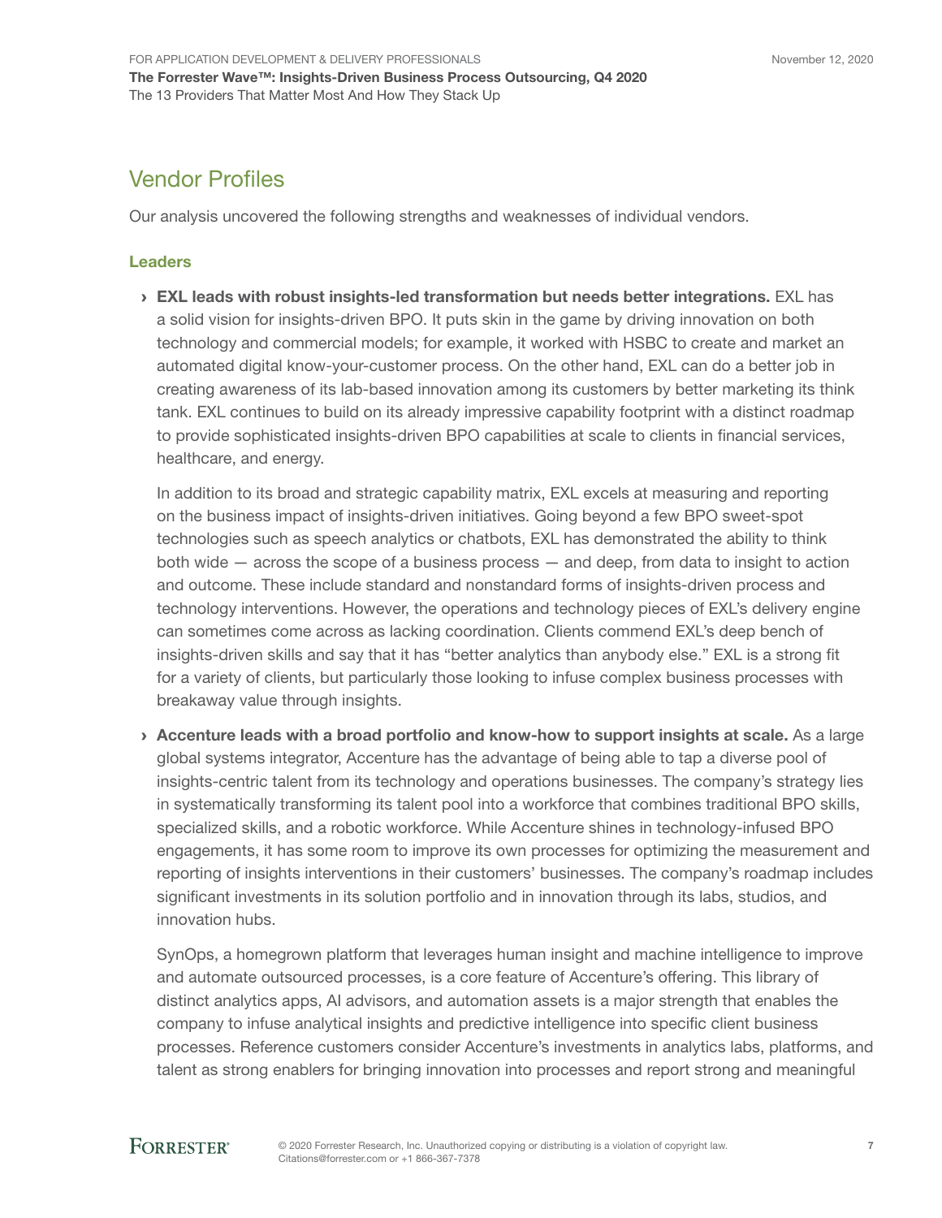## Vendor Profiles

Our analysis uncovered the following strengths and weaknesses of individual vendors.

### Leaders

- **EXL leads with robust insights-led transformation but needs better integrations.** EXL has a solid vision for insights-driven BPO. It puts skin in the game by driving innovation on both technology and commercial models; for example, it worked with HSBC to create and market an automated digital know-your-customer process. On the other hand, EXL can do a better job in creating awareness of its lab-based innovation among its customers by better marketing its think tank. EXL continues to build on its already impressive capability footprint with a distinct roadmap to provide sophisticated insights-driven BPO capabilities at scale to clients in financial services, healthcare, and energy.

  In addition to its broad and strategic capability matrix, EXL excels at measuring and reporting on the business impact of insights-driven initiatives. Going beyond a few BPO sweet-spot technologies such as speech analytics or chatbots, EXL has demonstrated the ability to think both wide — across the scope of a business process — and deep, from data to insight to action and outcome. These include standard and nonstandard forms of insights-driven process and technology interventions. However, the operations and technology pieces of EXL's delivery engine can sometimes come across as lacking coordination. Clients commend EXL's deep bench of insights-driven skills and say that it has "better analytics than anybody else." EXL is a strong fit for a variety of clients, but particularly those looking to infuse complex business processes with breakaway value through insights.

- **Accenture leads with a broad portfolio and know-how to support insights at scale.** As a large global systems integrator, Accenture has the advantage of being able to tap a diverse pool of insights-centric talent from its technology and operations businesses. The company's strategy lies in systematically transforming its talent pool into a workforce that combines traditional BPO skills, specialized skills, and a robotic workforce. While Accenture shines in technology-infused BPO engagements, it has some room to improve its own processes for optimizing the measurement and reporting of insights interventions in their customers' businesses. The company's roadmap includes significant investments in its solution portfolio and in innovation through its labs, studios, and innovation hubs.

  SynOps, a homegrown platform that leverages human insight and machine intelligence to improve and automate outsourced processes, is a core feature of Accenture's offering. This library of distinct analytics apps, AI advisors, and automation assets is a major strength that enables the company to infuse analytical insights and predictive intelligence into specific client business processes. Reference customers consider Accenture's investments in analytics labs, platforms, and talent as strong enablers for bringing innovation into processes and report strong and meaningful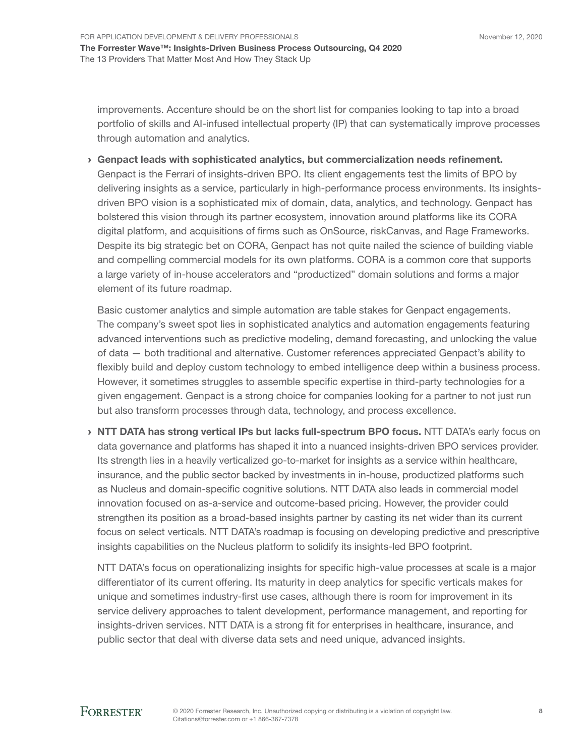improvements. Accenture should be on the short list for companies looking to tap into a broad portfolio of skills and AI-infused intellectual property (IP) that can systematically improve processes through automation and analytics.

› **Genpact leads with sophisticated analytics, but commercialization needs refinement.** Genpact is the Ferrari of insights-driven BPO. Its client engagements test the limits of BPO by delivering insights as a service, particularly in high-performance process environments. Its insights-driven BPO vision is a sophisticated mix of domain, data, analytics, and technology. Genpact has bolstered this vision through its partner ecosystem, innovation around platforms like its CORA digital platform, and acquisitions of firms such as OnSource, riskCanvas, and Rage Frameworks. Despite its big strategic bet on CORA, Genpact has not quite nailed the science of building viable and compelling commercial models for its own platforms. CORA is a common core that supports a large variety of in-house accelerators and "productized" domain solutions and forms a major element of its future roadmap.

  Basic customer analytics and simple automation are table stakes for Genpact engagements. The company's sweet spot lies in sophisticated analytics and automation engagements featuring advanced interventions such as predictive modeling, demand forecasting, and unlocking the value of data — both traditional and alternative. Customer references appreciated Genpact's ability to flexibly build and deploy custom technology to embed intelligence deep within a business process. However, it sometimes struggles to assemble specific expertise in third-party technologies for a given engagement. Genpact is a strong choice for companies looking for a partner to not just run but also transform processes through data, technology, and process excellence.

› **NTT DATA has strong vertical IPs but lacks full-spectrum BPO focus.** NTT DATA's early focus on data governance and platforms has shaped it into a nuanced insights-driven BPO services provider. Its strength lies in a heavily verticalized go-to-market for insights as a service within healthcare, insurance, and the public sector backed by investments in in-house, productized platforms such as Nucleus and domain-specific cognitive solutions. NTT DATA also leads in commercial model innovation focused on as-a-service and outcome-based pricing. However, the provider could strengthen its position as a broad-based insights partner by casting its net wider than its current focus on select verticals. NTT DATA's roadmap is focusing on developing predictive and prescriptive insights capabilities on the Nucleus platform to solidify its insights-led BPO footprint.

  NTT DATA's focus on operationalizing insights for specific high-value processes at scale is a major differentiator of its current offering. Its maturity in deep analytics for specific verticals makes for unique and sometimes industry-first use cases, although there is room for improvement in its service delivery approaches to talent development, performance management, and reporting for insights-driven services. NTT DATA is a strong fit for enterprises in healthcare, insurance, and public sector that deal with diverse data sets and need unique, advanced insights.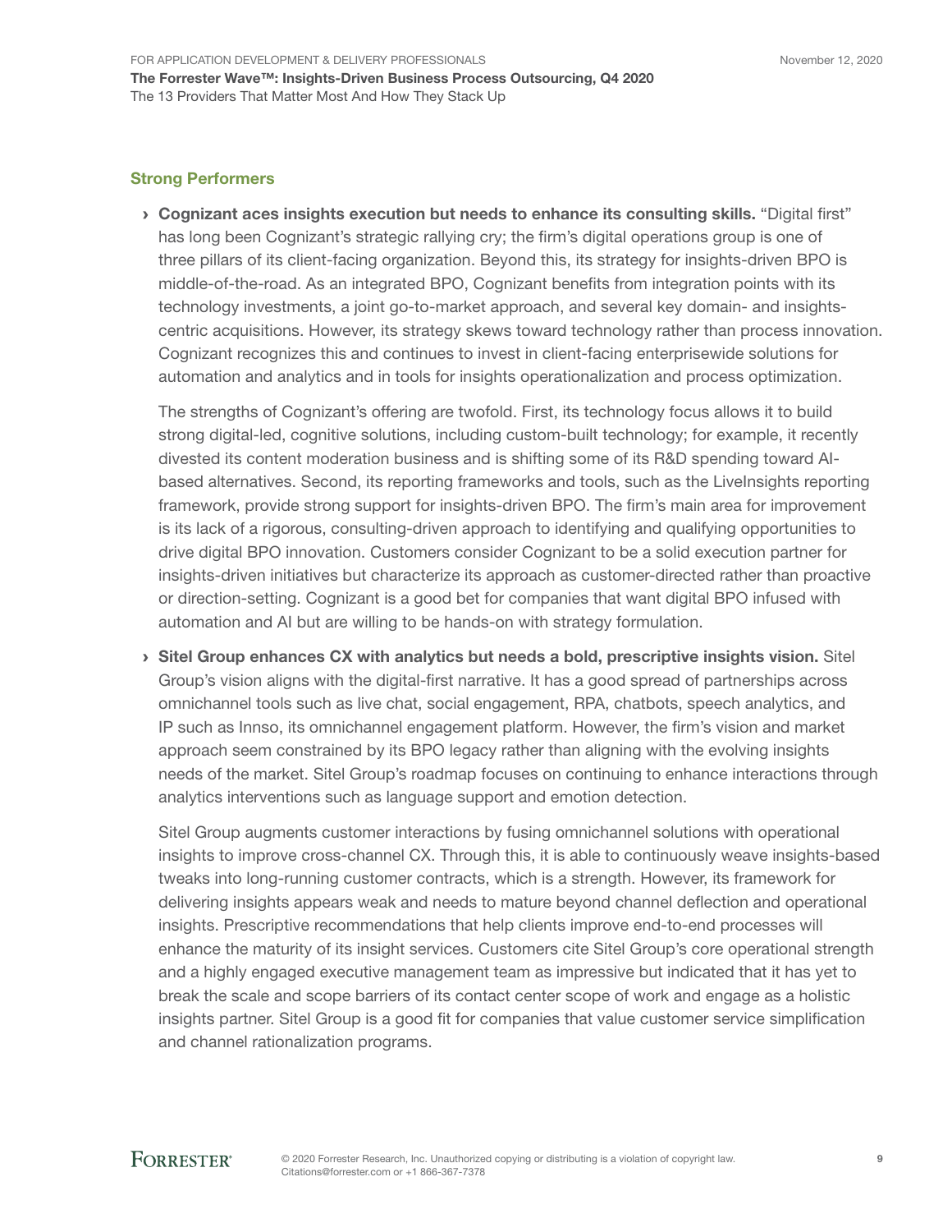### Strong Performers

- **Cognizant aces insights execution but needs to enhance its consulting skills.** "Digital first" has long been Cognizant's strategic rallying cry; the firm's digital operations group is one of three pillars of its client-facing organization. Beyond this, its strategy for insights-driven BPO is middle-of-the-road. As an integrated BPO, Cognizant benefits from integration points with its technology investments, a joint go-to-market approach, and several key domain- and insights-centric acquisitions. However, its strategy skews toward technology rather than process innovation. Cognizant recognizes this and continues to invest in client-facing enterprisewide solutions for automation and analytics and in tools for insights operationalization and process optimization.

  The strengths of Cognizant's offering are twofold. First, its technology focus allows it to build strong digital-led, cognitive solutions, including custom-built technology; for example, it recently divested its content moderation business and is shifting some of its R&D spending toward AI-based alternatives. Second, its reporting frameworks and tools, such as the LiveInsights reporting framework, provide strong support for insights-driven BPO. The firm's main area for improvement is its lack of a rigorous, consulting-driven approach to identifying and qualifying opportunities to drive digital BPO innovation. Customers consider Cognizant to be a solid execution partner for insights-driven initiatives but characterize its approach as customer-directed rather than proactive or direction-setting. Cognizant is a good bet for companies that want digital BPO infused with automation and AI but are willing to be hands-on with strategy formulation.

- **Sitel Group enhances CX with analytics but needs a bold, prescriptive insights vision.** Sitel Group's vision aligns with the digital-first narrative. It has a good spread of partnerships across omnichannel tools such as live chat, social engagement, RPA, chatbots, speech analytics, and IP such as Innso, its omnichannel engagement platform. However, the firm's vision and market approach seem constrained by its BPO legacy rather than aligning with the evolving insights needs of the market. Sitel Group's roadmap focuses on continuing to enhance interactions through analytics interventions such as language support and emotion detection.

  Sitel Group augments customer interactions by fusing omnichannel solutions with operational insights to improve cross-channel CX. Through this, it is able to continuously weave insights-based tweaks into long-running customer contracts, which is a strength. However, its framework for delivering insights appears weak and needs to mature beyond channel deflection and operational insights. Prescriptive recommendations that help clients improve end-to-end processes will enhance the maturity of its insight services. Customers cite Sitel Group's core operational strength and a highly engaged executive management team as impressive but indicated that it has yet to break the scale and scope barriers of its contact center scope of work and engage as a holistic insights partner. Sitel Group is a good fit for companies that value customer service simplification and channel rationalization programs.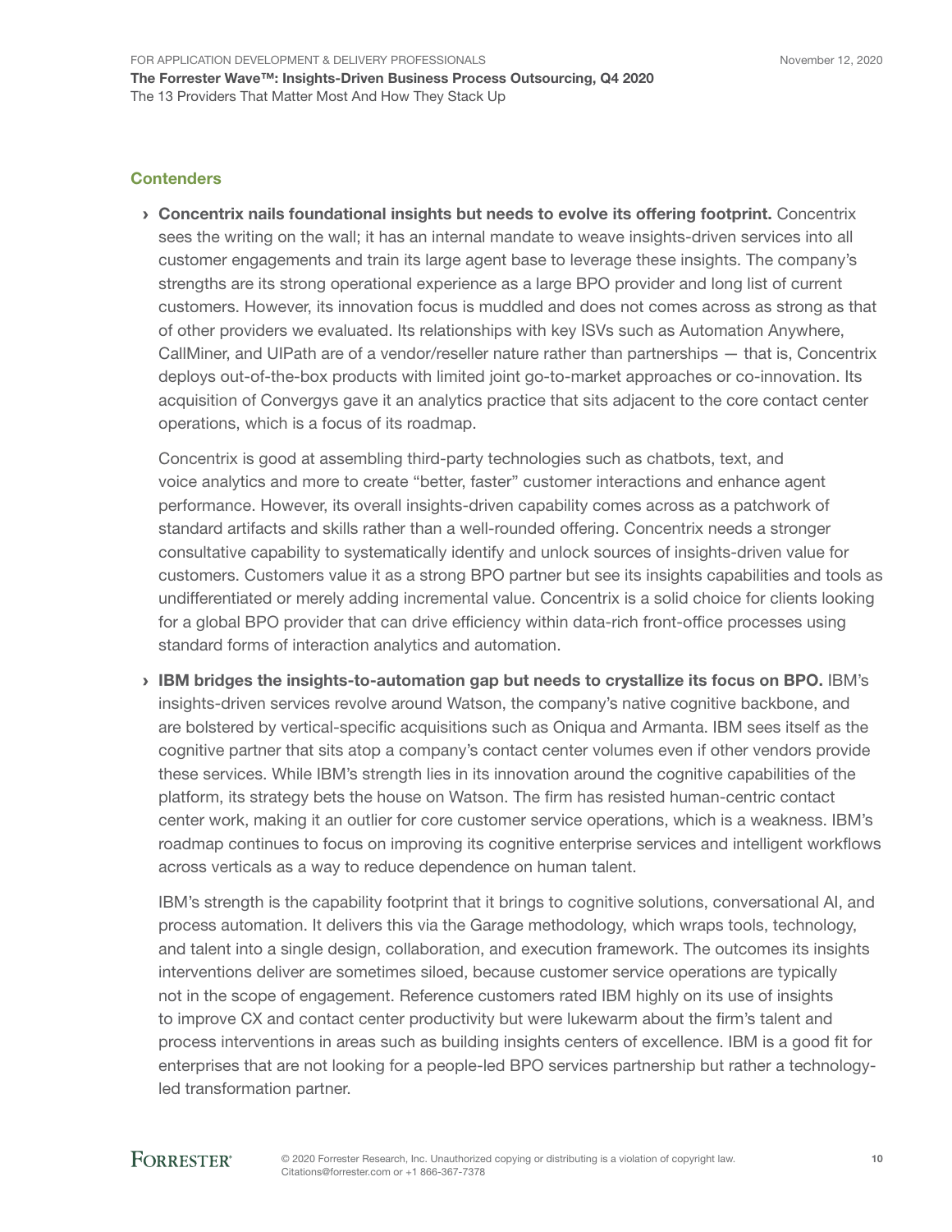### Contenders

- **Concentrix nails foundational insights but needs to evolve its offering footprint.** Concentrix sees the writing on the wall; it has an internal mandate to weave insights-driven services into all customer engagements and train its large agent base to leverage these insights. The company's strengths are its strong operational experience as a large BPO provider and long list of current customers. However, its innovation focus is muddled and does not comes across as strong as that of other providers we evaluated. Its relationships with key ISVs such as Automation Anywhere, CallMiner, and UIPath are of a vendor/reseller nature rather than partnerships — that is, Concentrix deploys out-of-the-box products with limited joint go-to-market approaches or co-innovation. Its acquisition of Convergys gave it an analytics practice that sits adjacent to the core contact center operations, which is a focus of its roadmap.

  Concentrix is good at assembling third-party technologies such as chatbots, text, and voice analytics and more to create "better, faster" customer interactions and enhance agent performance. However, its overall insights-driven capability comes across as a patchwork of standard artifacts and skills rather than a well-rounded offering. Concentrix needs a stronger consultative capability to systematically identify and unlock sources of insights-driven value for customers. Customers value it as a strong BPO partner but see its insights capabilities and tools as undifferentiated or merely adding incremental value. Concentrix is a solid choice for clients looking for a global BPO provider that can drive efficiency within data-rich front-office processes using standard forms of interaction analytics and automation.

- **IBM bridges the insights-to-automation gap but needs to crystallize its focus on BPO.** IBM's insights-driven services revolve around Watson, the company's native cognitive backbone, and are bolstered by vertical-specific acquisitions such as Oniqua and Armanta. IBM sees itself as the cognitive partner that sits atop a company's contact center volumes even if other vendors provide these services. While IBM's strength lies in its innovation around the cognitive capabilities of the platform, its strategy bets the house on Watson. The firm has resisted human-centric contact center work, making it an outlier for core customer service operations, which is a weakness. IBM's roadmap continues to focus on improving its cognitive enterprise services and intelligent workflows across verticals as a way to reduce dependence on human talent.

  IBM's strength is the capability footprint that it brings to cognitive solutions, conversational AI, and process automation. It delivers this via the Garage methodology, which wraps tools, technology, and talent into a single design, collaboration, and execution framework. The outcomes its insights interventions deliver are sometimes siloed, because customer service operations are typically not in the scope of engagement. Reference customers rated IBM highly on its use of insights to improve CX and contact center productivity but were lukewarm about the firm's talent and process interventions in areas such as building insights centers of excellence. IBM is a good fit for enterprises that are not looking for a people-led BPO services partnership but rather a technology-led transformation partner.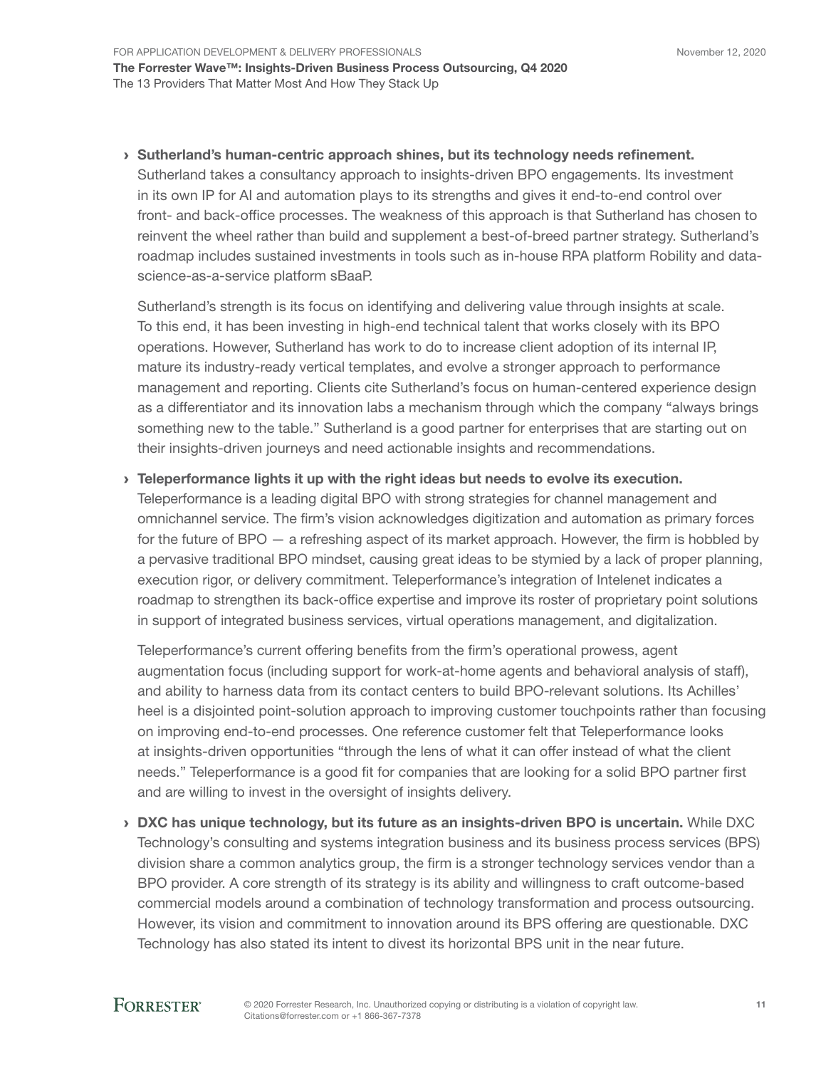- **Sutherland's human-centric approach shines, but its technology needs refinement.** Sutherland takes a consultancy approach to insights-driven BPO engagements. Its investment in its own IP for AI and automation plays to its strengths and gives it end-to-end control over front- and back-office processes. The weakness of this approach is that Sutherland has chosen to reinvent the wheel rather than build and supplement a best-of-breed partner strategy. Sutherland's roadmap includes sustained investments in tools such as in-house RPA platform Robility and data-science-as-a-service platform sBaaP.

  Sutherland's strength is its focus on identifying and delivering value through insights at scale. To this end, it has been investing in high-end technical talent that works closely with its BPO operations. However, Sutherland has work to do to increase client adoption of its internal IP, mature its industry-ready vertical templates, and evolve a stronger approach to performance management and reporting. Clients cite Sutherland's focus on human-centered experience design as a differentiator and its innovation labs a mechanism through which the company "always brings something new to the table." Sutherland is a good partner for enterprises that are starting out on their insights-driven journeys and need actionable insights and recommendations.

- **Teleperformance lights it up with the right ideas but needs to evolve its execution.** Teleperformance is a leading digital BPO with strong strategies for channel management and omnichannel service. The firm's vision acknowledges digitization and automation as primary forces for the future of BPO — a refreshing aspect of its market approach. However, the firm is hobbled by a pervasive traditional BPO mindset, causing great ideas to be stymied by a lack of proper planning, execution rigor, or delivery commitment. Teleperformance's integration of Intelenet indicates a roadmap to strengthen its back-office expertise and improve its roster of proprietary point solutions in support of integrated business services, virtual operations management, and digitalization.

  Teleperformance's current offering benefits from the firm's operational prowess, agent augmentation focus (including support for work-at-home agents and behavioral analysis of staff), and ability to harness data from its contact centers to build BPO-relevant solutions. Its Achilles' heel is a disjointed point-solution approach to improving customer touchpoints rather than focusing on improving end-to-end processes. One reference customer felt that Teleperformance looks at insights-driven opportunities "through the lens of what it can offer instead of what the client needs." Teleperformance is a good fit for companies that are looking for a solid BPO partner first and are willing to invest in the oversight of insights delivery.

- **DXC has unique technology, but its future as an insights-driven BPO is uncertain.** While DXC Technology's consulting and systems integration business and its business process services (BPS) division share a common analytics group, the firm is a stronger technology services vendor than a BPO provider. A core strength of its strategy is its ability and willingness to craft outcome-based commercial models around a combination of technology transformation and process outsourcing. However, its vision and commitment to innovation around its BPS offering are questionable. DXC Technology has also stated its intent to divest its horizontal BPS unit in the near future.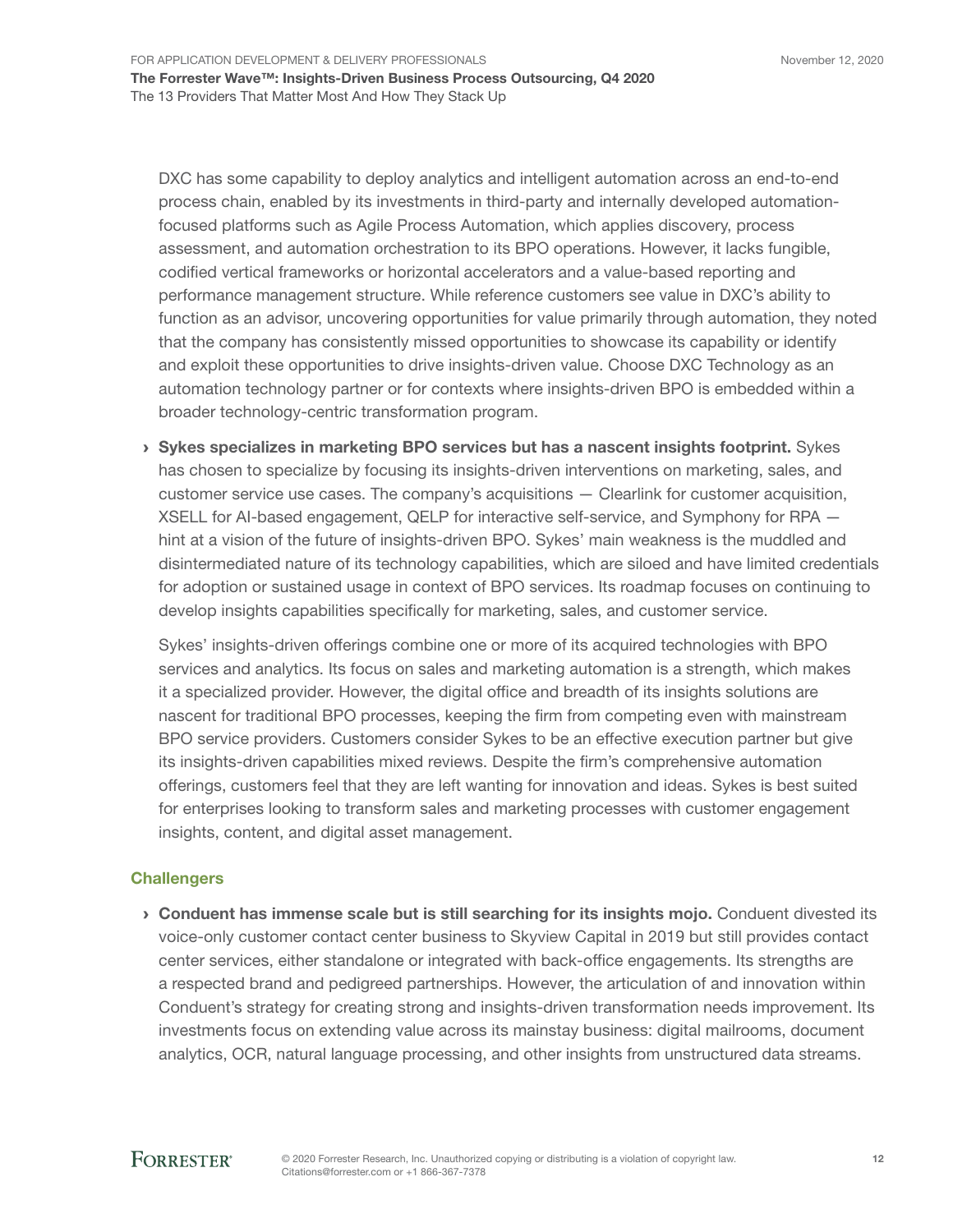DXC has some capability to deploy analytics and intelligent automation across an end-to-end process chain, enabled by its investments in third-party and internally developed automation-focused platforms such as Agile Process Automation, which applies discovery, process assessment, and automation orchestration to its BPO operations. However, it lacks fungible, codified vertical frameworks or horizontal accelerators and a value-based reporting and performance management structure. While reference customers see value in DXC's ability to function as an advisor, uncovering opportunities for value primarily through automation, they noted that the company has consistently missed opportunities to showcase its capability or identify and exploit these opportunities to drive insights-driven value. Choose DXC Technology as an automation technology partner or for contexts where insights-driven BPO is embedded within a broader technology-centric transformation program.

- **Sykes specializes in marketing BPO services but has a nascent insights footprint.** Sykes has chosen to specialize by focusing its insights-driven interventions on marketing, sales, and customer service use cases. The company's acquisitions — Clearlink for customer acquisition, XSELL for AI-based engagement, QELP for interactive self-service, and Symphony for RPA — hint at a vision of the future of insights-driven BPO. Sykes' main weakness is the muddled and disintermediated nature of its technology capabilities, which are siloed and have limited credentials for adoption or sustained usage in context of BPO services. Its roadmap focuses on continuing to develop insights capabilities specifically for marketing, sales, and customer service.

  Sykes' insights-driven offerings combine one or more of its acquired technologies with BPO services and analytics. Its focus on sales and marketing automation is a strength, which makes it a specialized provider. However, the digital office and breadth of its insights solutions are nascent for traditional BPO processes, keeping the firm from competing even with mainstream BPO service providers. Customers consider Sykes to be an effective execution partner but give its insights-driven capabilities mixed reviews. Despite the firm's comprehensive automation offerings, customers feel that they are left wanting for innovation and ideas. Sykes is best suited for enterprises looking to transform sales and marketing processes with customer engagement insights, content, and digital asset management.

### Challengers

- **Conduent has immense scale but is still searching for its insights mojo.** Conduent divested its voice-only customer contact center business to Skyview Capital in 2019 but still provides contact center services, either standalone or integrated with back-office engagements. Its strengths are a respected brand and pedigreed partnerships. However, the articulation of and innovation within Conduent's strategy for creating strong and insights-driven transformation needs improvement. Its investments focus on extending value across its mainstay business: digital mailrooms, document analytics, OCR, natural language processing, and other insights from unstructured data streams.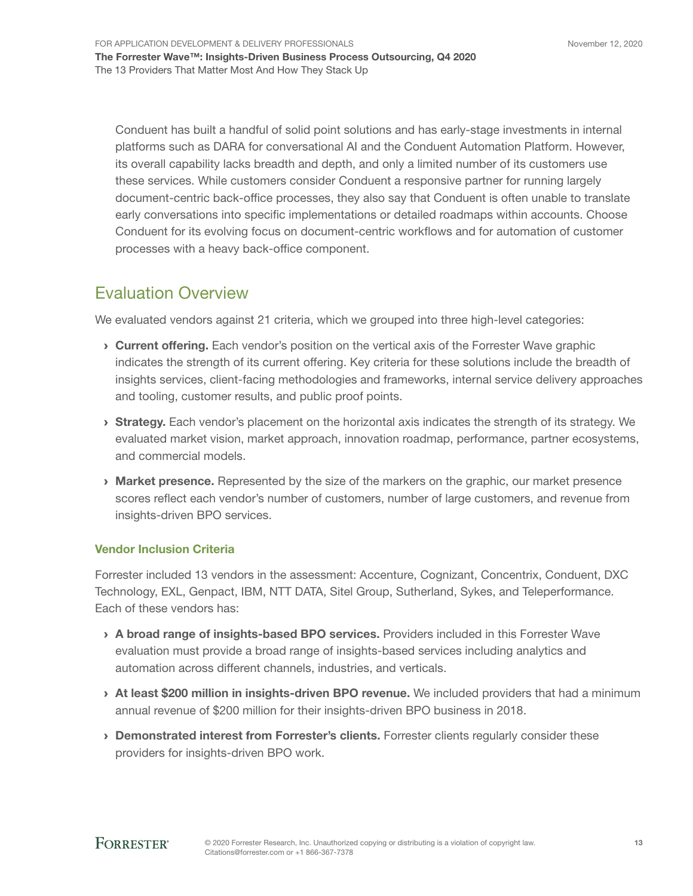Conduent has built a handful of solid point solutions and has early-stage investments in internal platforms such as DARA for conversational AI and the Conduent Automation Platform. However, its overall capability lacks breadth and depth, and only a limited number of its customers use these services. While customers consider Conduent a responsive partner for running largely document-centric back-office processes, they also say that Conduent is often unable to translate early conversations into specific implementations or detailed roadmaps within accounts. Choose Conduent for its evolving focus on document-centric workflows and for automation of customer processes with a heavy back-office component.

## Evaluation Overview

We evaluated vendors against 21 criteria, which we grouped into three high-level categories:

- **Current offering.** Each vendor's position on the vertical axis of the Forrester Wave graphic indicates the strength of its current offering. Key criteria for these solutions include the breadth of insights services, client-facing methodologies and frameworks, internal service delivery approaches and tooling, customer results, and public proof points.
- **Strategy.** Each vendor's placement on the horizontal axis indicates the strength of its strategy. We evaluated market vision, market approach, innovation roadmap, performance, partner ecosystems, and commercial models.
- **Market presence.** Represented by the size of the markers on the graphic, our market presence scores reflect each vendor's number of customers, number of large customers, and revenue from insights-driven BPO services.

### Vendor Inclusion Criteria

Forrester included 13 vendors in the assessment: Accenture, Cognizant, Concentrix, Conduent, DXC Technology, EXL, Genpact, IBM, NTT DATA, Sitel Group, Sutherland, Sykes, and Teleperformance. Each of these vendors has:

- **A broad range of insights-based BPO services.** Providers included in this Forrester Wave evaluation must provide a broad range of insights-based services including analytics and automation across different channels, industries, and verticals.
- **At least $200 million in insights-driven BPO revenue.** We included providers that had a minimum annual revenue of $200 million for their insights-driven BPO business in 2018.
- **Demonstrated interest from Forrester's clients.** Forrester clients regularly consider these providers for insights-driven BPO work.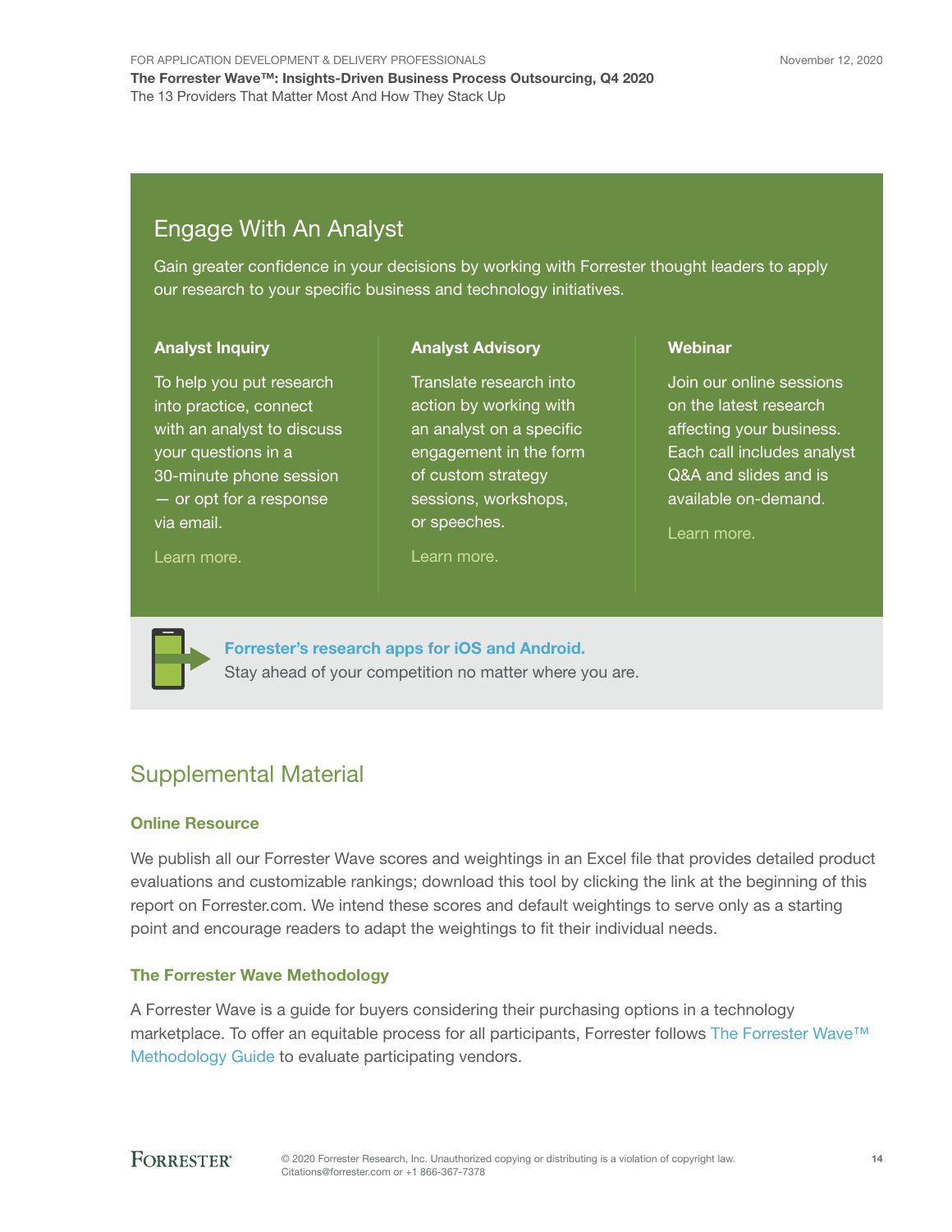## Engage With An Analyst

Gain greater confidence in your decisions by working with Forrester thought leaders to apply our research to your specific business and technology initiatives.

### Analyst Inquiry

To help you put research into practice, connect with an analyst to discuss your questions in a 30-minute phone session — or opt for a response via email.

Learn more.

### Analyst Advisory

Translate research into action by working with an analyst on a specific engagement in the form of custom strategy sessions, workshops, or speeches.

Learn more.

### Webinar

Join our online sessions on the latest research affecting your business. Each call includes analyst Q&A and slides and is available on-demand.

Learn more.

**Forrester's research apps for iOS and Android.**
Stay ahead of your competition no matter where you are.

## Supplemental Material

### Online Resource

We publish all our Forrester Wave scores and weightings in an Excel file that provides detailed product evaluations and customizable rankings; download this tool by clicking the link at the beginning of this report on Forrester.com. We intend these scores and default weightings to serve only as a starting point and encourage readers to adapt the weightings to fit their individual needs.

### The Forrester Wave Methodology

A Forrester Wave is a guide for buyers considering their purchasing options in a technology marketplace. To offer an equitable process for all participants, Forrester follows The Forrester Wave™ Methodology Guide to evaluate participating vendors.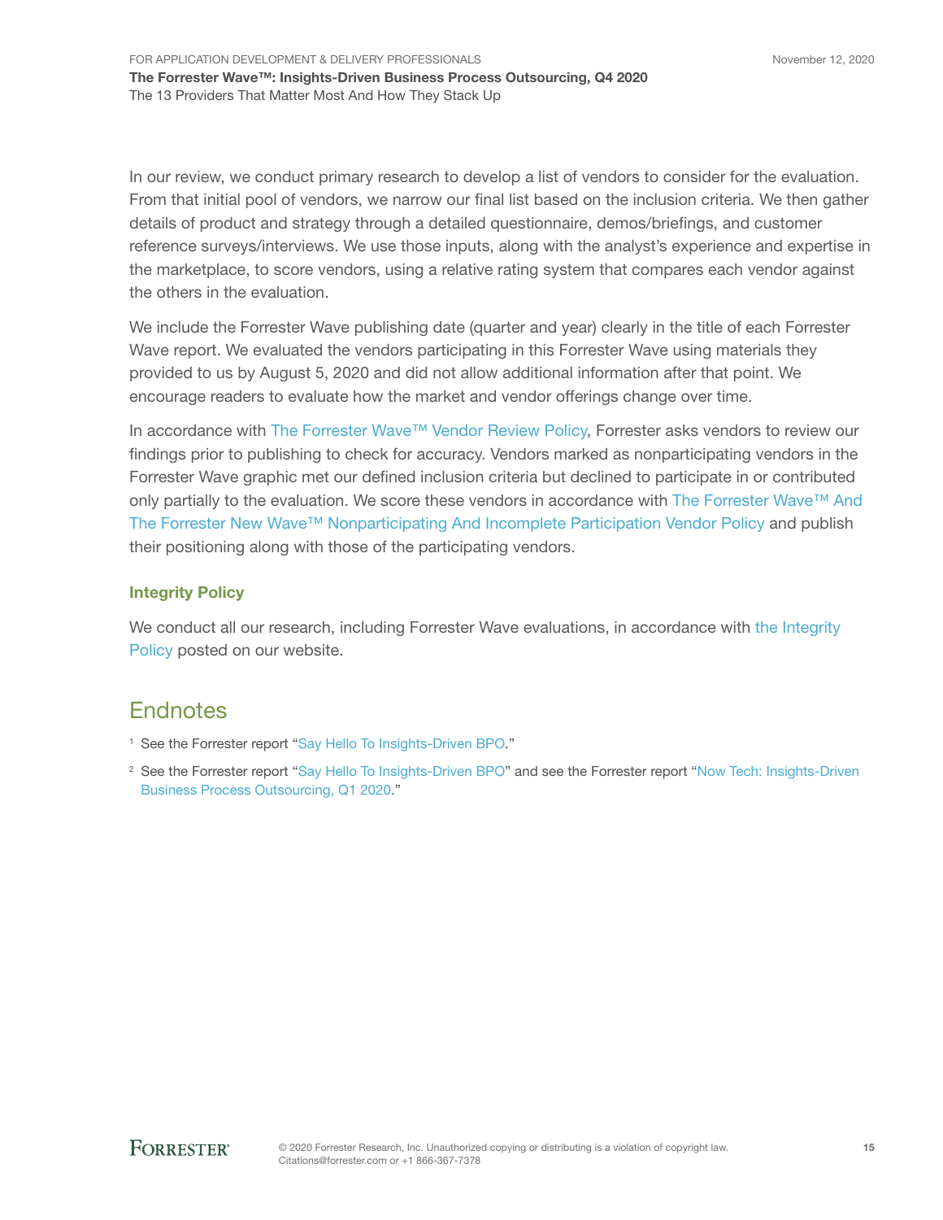In our review, we conduct primary research to develop a list of vendors to consider for the evaluation. From that initial pool of vendors, we narrow our final list based on the inclusion criteria. We then gather details of product and strategy through a detailed questionnaire, demos/briefings, and customer reference surveys/interviews. We use those inputs, along with the analyst's experience and expertise in the marketplace, to score vendors, using a relative rating system that compares each vendor against the others in the evaluation.

We include the Forrester Wave publishing date (quarter and year) clearly in the title of each Forrester Wave report. We evaluated the vendors participating in this Forrester Wave using materials they provided to us by August 5, 2020 and did not allow additional information after that point. We encourage readers to evaluate how the market and vendor offerings change over time.

In accordance with The Forrester Wave™ Vendor Review Policy, Forrester asks vendors to review our findings prior to publishing to check for accuracy. Vendors marked as nonparticipating vendors in the Forrester Wave graphic met our defined inclusion criteria but declined to participate in or contributed only partially to the evaluation. We score these vendors in accordance with The Forrester Wave™ And The Forrester New Wave™ Nonparticipating And Incomplete Participation Vendor Policy and publish their positioning along with those of the participating vendors.

### Integrity Policy

We conduct all our research, including Forrester Wave evaluations, in accordance with the Integrity Policy posted on our website.

## Endnotes

[1] See the Forrester report "Say Hello To Insights-Driven BPO."

[2] See the Forrester report "Say Hello To Insights-Driven BPO" and see the Forrester report "Now Tech: Insights-Driven Business Process Outsourcing, Q1 2020."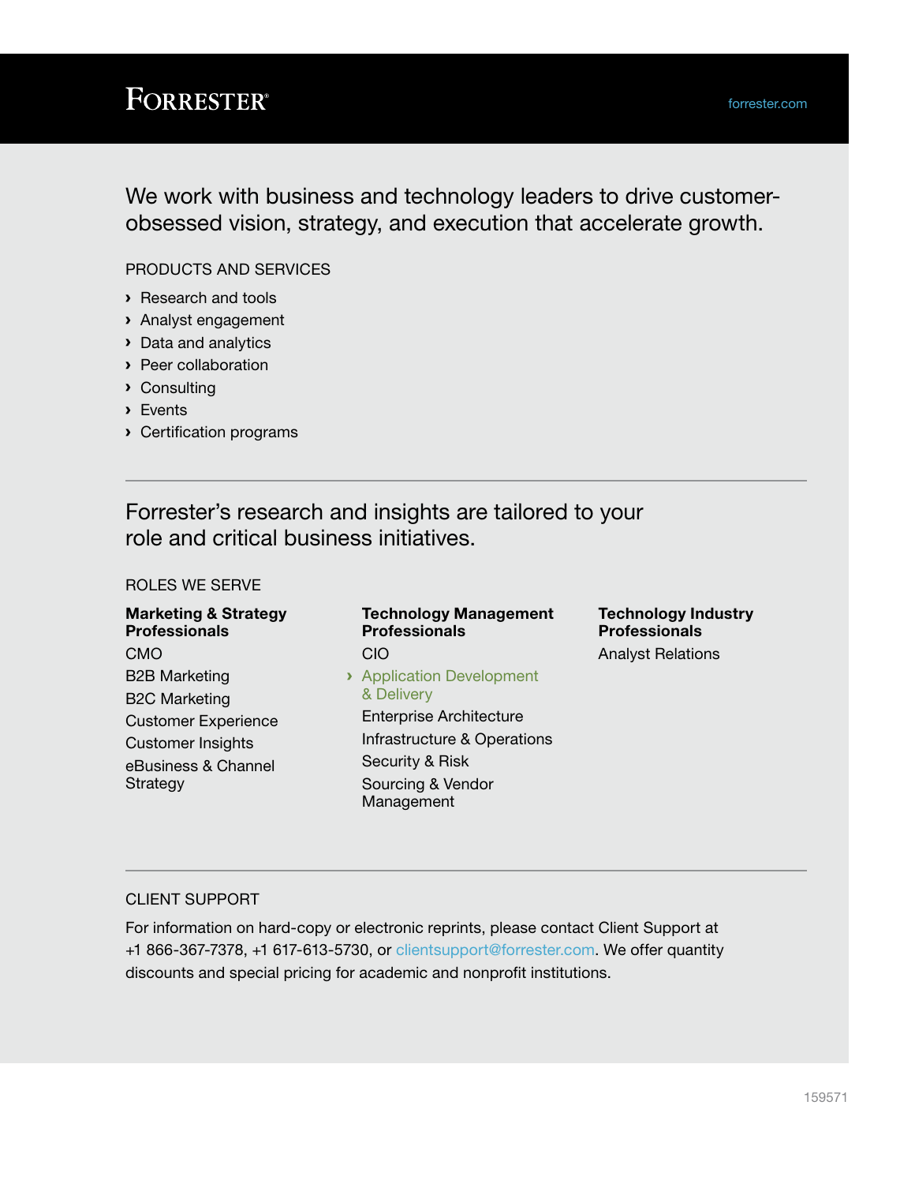# FORRESTER®

forrester.com

We work with business and technology leaders to drive customer-obsessed vision, strategy, and execution that accelerate growth.

PRODUCTS AND SERVICES

- Research and tools
- Analyst engagement
- Data and analytics
- Peer collaboration
- Consulting
- Events
- Certification programs

---

Forrester's research and insights are tailored to your role and critical business initiatives.

ROLES WE SERVE

**Marketing & Strategy Professionals**

CMO
B2B Marketing
B2C Marketing
Customer Experience
Customer Insights
eBusiness & Channel Strategy

**Technology Management Professionals**

CIO
› Application Development & Delivery
Enterprise Architecture
Infrastructure & Operations
Security & Risk
Sourcing & Vendor Management

**Technology Industry Professionals**

Analyst Relations

---

CLIENT SUPPORT

For information on hard-copy or electronic reprints, please contact Client Support at +1 866-367-7378, +1 617-613-5730, or clientsupport@forrester.com. We offer quantity discounts and special pricing for academic and nonprofit institutions.

159571